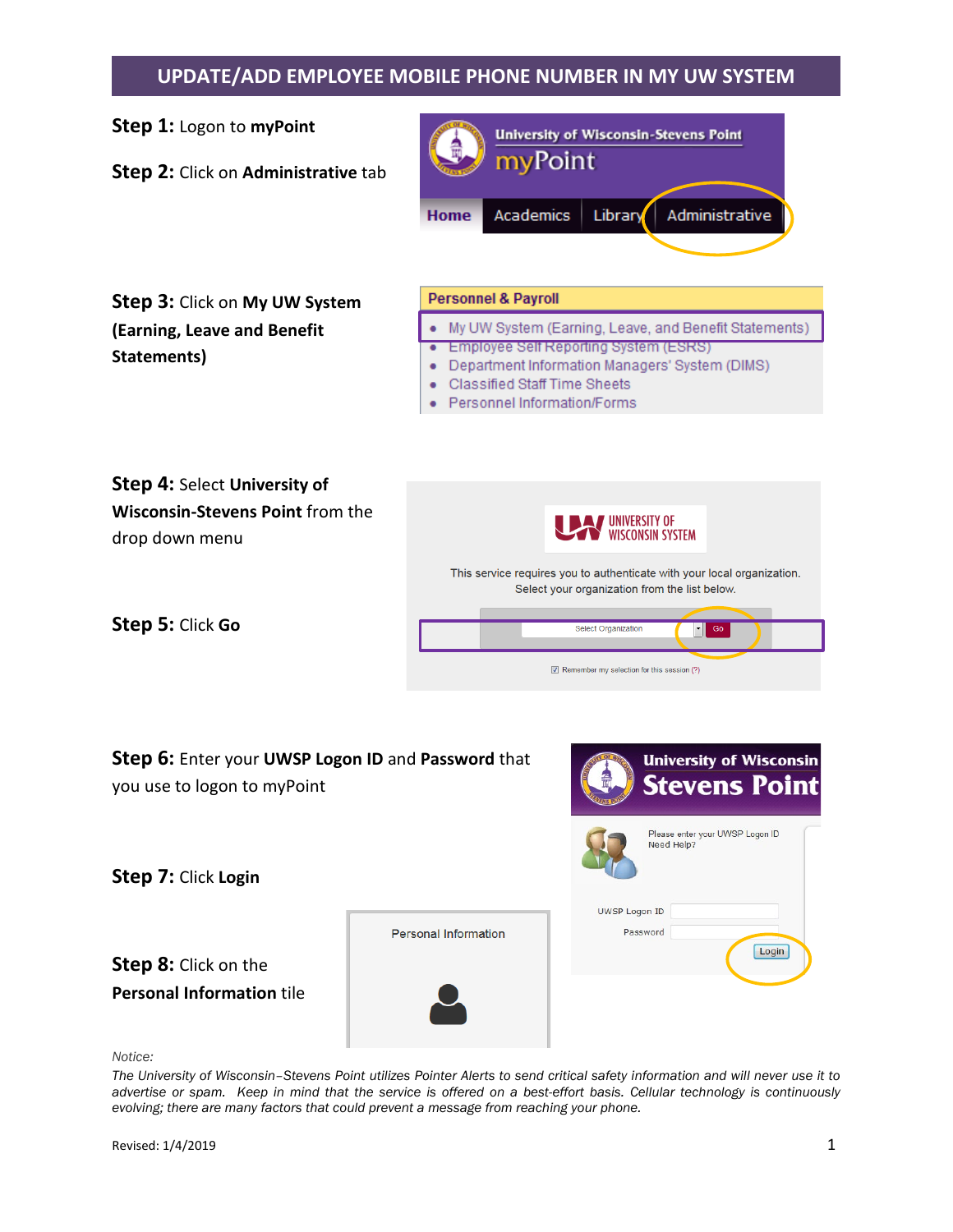# UPDATE/ADD EMPLOYEE MOBILE PHONE NUMBER IN MY UW SYSTEM

**Step 1:** Logon to **myPoint**

**Step 2:** Click on **Administrative** tab

**Step 3:** Click on **My UW System (Earning, Leave and Benefit Statements)**

**Step 4:** Select **University of Wisconsin-Stevens Point** from the drop down menu

**Step 5:** Click **Go**

**Step 6:** Enter your **UWSP Logon ID** and **Password** that you use to logon to myPoint

**Step 7:** Click **Login**

**Step 8:** Click on the **Personal Information** tile

*Notice:*

*The University of Wisconsin–Stevens Point utilizes Pointer Alerts to send critical safety information and will never use it to advertise or spam. Keep in mind that the service is offered on a best-effort basis. Cellular technology is continuously evolving; there are many factors that could prevent a message from reaching your phone.*

Revised: 1/4/2019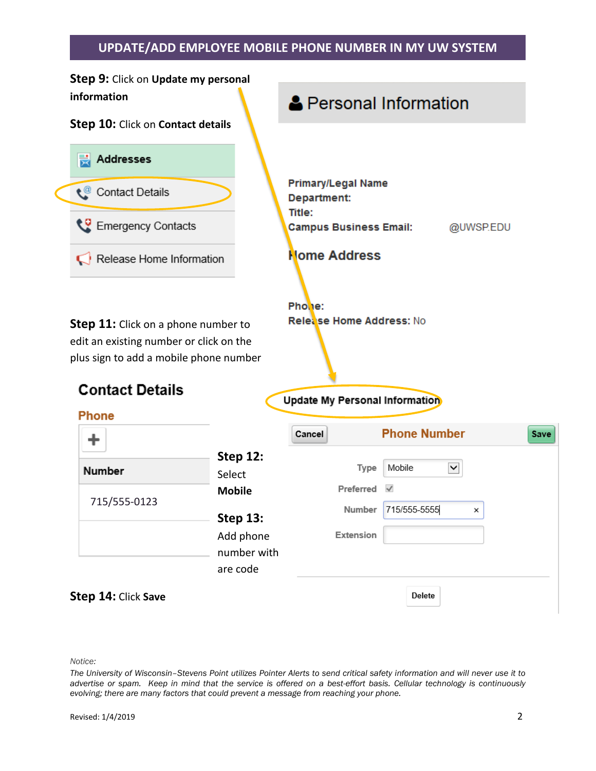# UPDATE/ADD EMPLOYEE MOBILE PHONE NUMBER IN MY UW SYSTEM

**Step 9:** Click on **Update my personal information**

**Step 10:** Click on **Contact details**

Addresses

Contact Details

Emergency Contacts

Release Home Information

Personal Information

**Primary/Legal Name**

**Department:**

**Title:**

**Campus Business Email:** @UWSP.EDU

**Home Address**

**Phone:**

**Release Home Address:** No

**Update My Personal Information**

**Step 11:** Click on a phone number to edit an existing number or click on the plus sign to add a mobile phone number

**Contact Details**

**Phone**

+

| Number |
|---|
| 715/555-0123 |

**Step 12:** Select **Mobile**

**Step 13:** Add phone number with are code

Cancel | **Phone Number** | Save

Type: Mobile

Preferred: ☑

Number: 715/555-5555

Extension:

Delete

**Step 14:** Click **Save**

*Notice:*

*The University of Wisconsin–Stevens Point utilizes Pointer Alerts to send critical safety information and will never use it to advertise or spam. Keep in mind that the service is offered on a best-effort basis. Cellular technology is continuously evolving; there are many factors that could prevent a message from reaching your phone.*

Revised: 1/4/2019